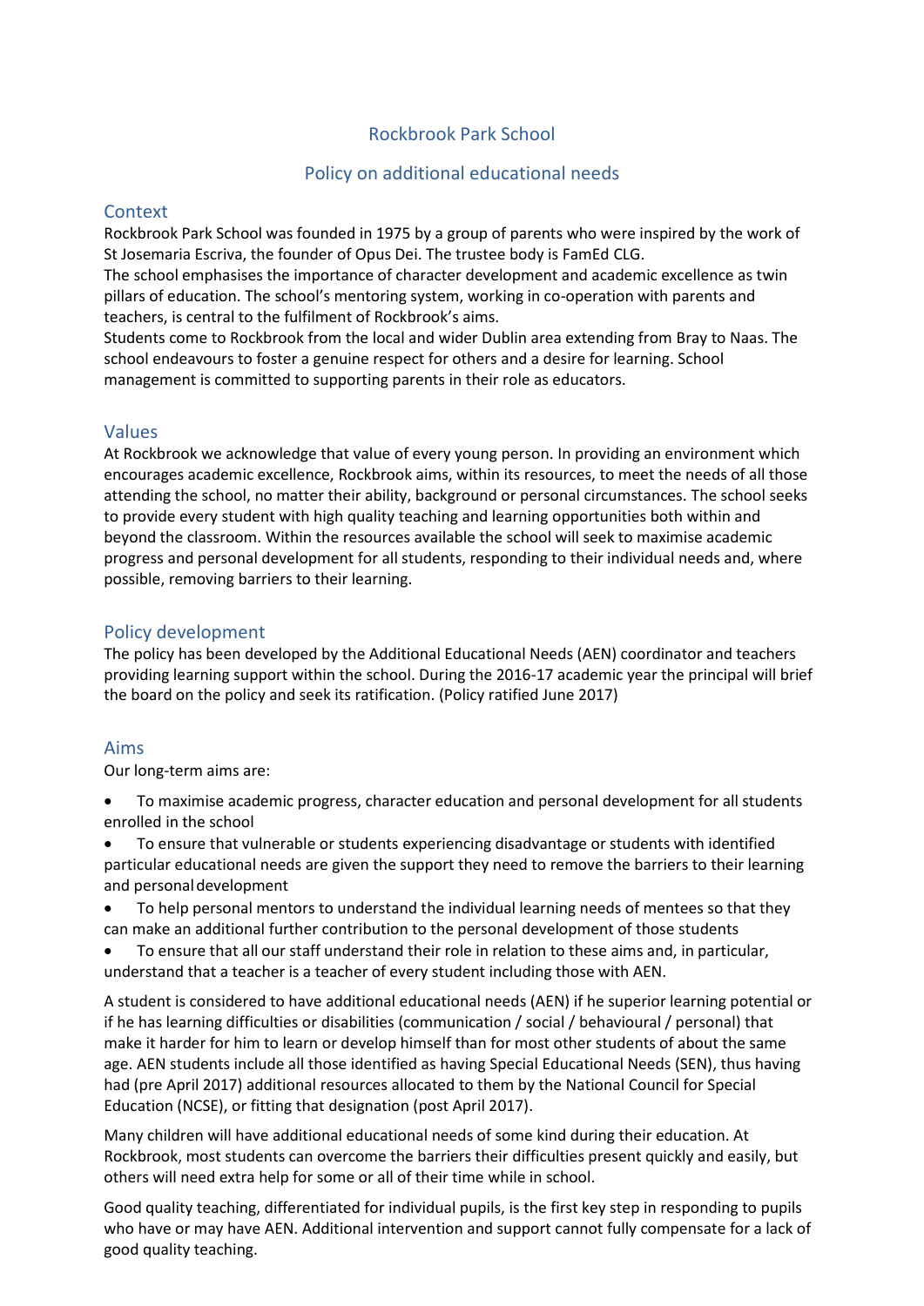# Rockbrook Park School

## Policy on additional educational needs

### Context

Rockbrook Park School was founded in 1975 by a group of parents who were inspired by the work of St Josemaria Escriva, the founder of Opus Dei. The trustee body is FamEd CLG.
The school emphasises the importance of character development and academic excellence as twin pillars of education. The school's mentoring system, working in co-operation with parents and teachers, is central to the fulfilment of Rockbrook's aims.
Students come to Rockbrook from the local and wider Dublin area extending from Bray to Naas. The school endeavours to foster a genuine respect for others and a desire for learning. School management is committed to supporting parents in their role as educators.

### Values

At Rockbrook we acknowledge that value of every young person. In providing an environment which encourages academic excellence, Rockbrook aims, within its resources, to meet the needs of all those attending the school, no matter their ability, background or personal circumstances. The school seeks to provide every student with high quality teaching and learning opportunities both within and beyond the classroom. Within the resources available the school will seek to maximise academic progress and personal development for all students, responding to their individual needs and, where possible, removing barriers to their learning.

### Policy development

The policy has been developed by the Additional Educational Needs (AEN) coordinator and teachers providing learning support within the school. During the 2016-17 academic year the principal will brief the board on the policy and seek its ratification. (Policy ratified June 2017)

### Aims

Our long-term aims are:

- To maximise academic progress, character education and personal development for all students enrolled in the school
- To ensure that vulnerable or students experiencing disadvantage or students with identified particular educational needs are given the support they need to remove the barriers to their learning and personal development
- To help personal mentors to understand the individual learning needs of mentees so that they can make an additional further contribution to the personal development of those students
- To ensure that all our staff understand their role in relation to these aims and, in particular, understand that a teacher is a teacher of every student including those with AEN.

A student is considered to have additional educational needs (AEN) if he superior learning potential or if he has learning difficulties or disabilities (communication / social / behavioural / personal) that make it harder for him to learn or develop himself than for most other students of about the same age. AEN students include all those identified as having Special Educational Needs (SEN), thus having had (pre April 2017) additional resources allocated to them by the National Council for Special Education (NCSE), or fitting that designation (post April 2017).

Many children will have additional educational needs of some kind during their education. At Rockbrook, most students can overcome the barriers their difficulties present quickly and easily, but others will need extra help for some or all of their time while in school.

Good quality teaching, differentiated for individual pupils, is the first key step in responding to pupils who have or may have AEN. Additional intervention and support cannot fully compensate for a lack of good quality teaching.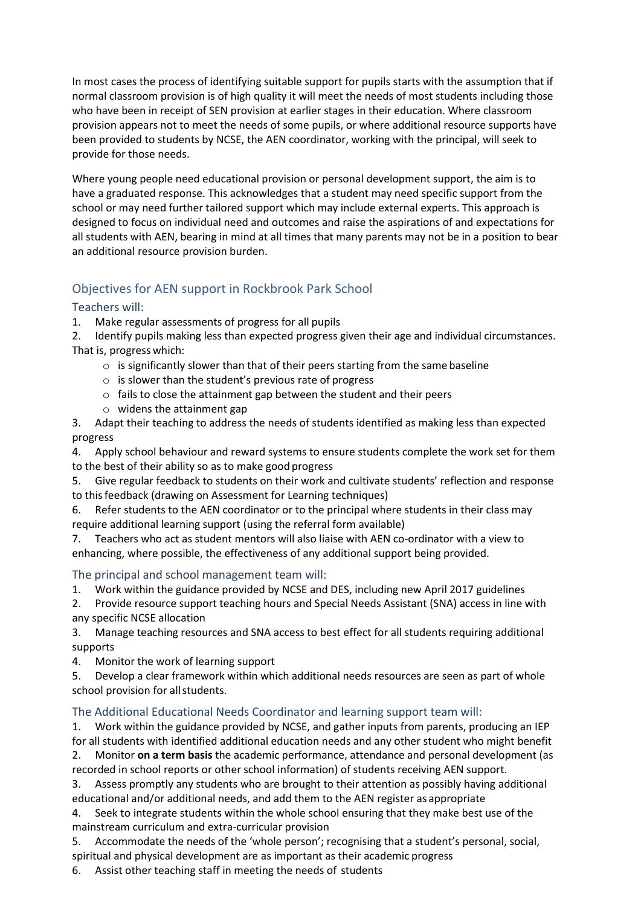In most cases the process of identifying suitable support for pupils starts with the assumption that if normal classroom provision is of high quality it will meet the needs of most students including those who have been in receipt of SEN provision at earlier stages in their education. Where classroom provision appears not to meet the needs of some pupils, or where additional resource supports have been provided to students by NCSE, the AEN coordinator, working with the principal, will seek to provide for those needs.

Where young people need educational provision or personal development support, the aim is to have a graduated response. This acknowledges that a student may need specific support from the school or may need further tailored support which may include external experts. This approach is designed to focus on individual need and outcomes and raise the aspirations of and expectations for all students with AEN, bearing in mind at all times that many parents may not be in a position to bear an additional resource provision burden.

## Objectives for AEN support in Rockbrook Park School

### Teachers will:

1. Make regular assessments of progress for all pupils
2. Identify pupils making less than expected progress given their age and individual circumstances. That is, progress which:
    - is significantly slower than that of their peers starting from the same baseline
    - is slower than the student's previous rate of progress
    - fails to close the attainment gap between the student and their peers
    - widens the attainment gap
3. Adapt their teaching to address the needs of students identified as making less than expected progress
4. Apply school behaviour and reward systems to ensure students complete the work set for them to the best of their ability so as to make good progress
5. Give regular feedback to students on their work and cultivate students' reflection and response to this feedback (drawing on Assessment for Learning techniques)
6. Refer students to the AEN coordinator or to the principal where students in their class may require additional learning support (using the referral form available)
7. Teachers who act as student mentors will also liaise with AEN co-ordinator with a view to enhancing, where possible, the effectiveness of any additional support being provided.

### The principal and school management team will:

1. Work within the guidance provided by NCSE and DES, including new April 2017 guidelines
2. Provide resource support teaching hours and Special Needs Assistant (SNA) access in line with any specific NCSE allocation
3. Manage teaching resources and SNA access to best effect for all students requiring additional supports
4. Monitor the work of learning support
5. Develop a clear framework within which additional needs resources are seen as part of whole school provision for all students.

### The Additional Educational Needs Coordinator and learning support team will:

1. Work within the guidance provided by NCSE, and gather inputs from parents, producing an IEP for all students with identified additional education needs and any other student who might benefit
2. Monitor **on a term basis** the academic performance, attendance and personal development (as recorded in school reports or other school information) of students receiving AEN support.
3. Assess promptly any students who are brought to their attention as possibly having additional educational and/or additional needs, and add them to the AEN register as appropriate
4. Seek to integrate students within the whole school ensuring that they make best use of the mainstream curriculum and extra-curricular provision
5. Accommodate the needs of the 'whole person'; recognising that a student's personal, social, spiritual and physical development are as important as their academic progress
6. Assist other teaching staff in meeting the needs of students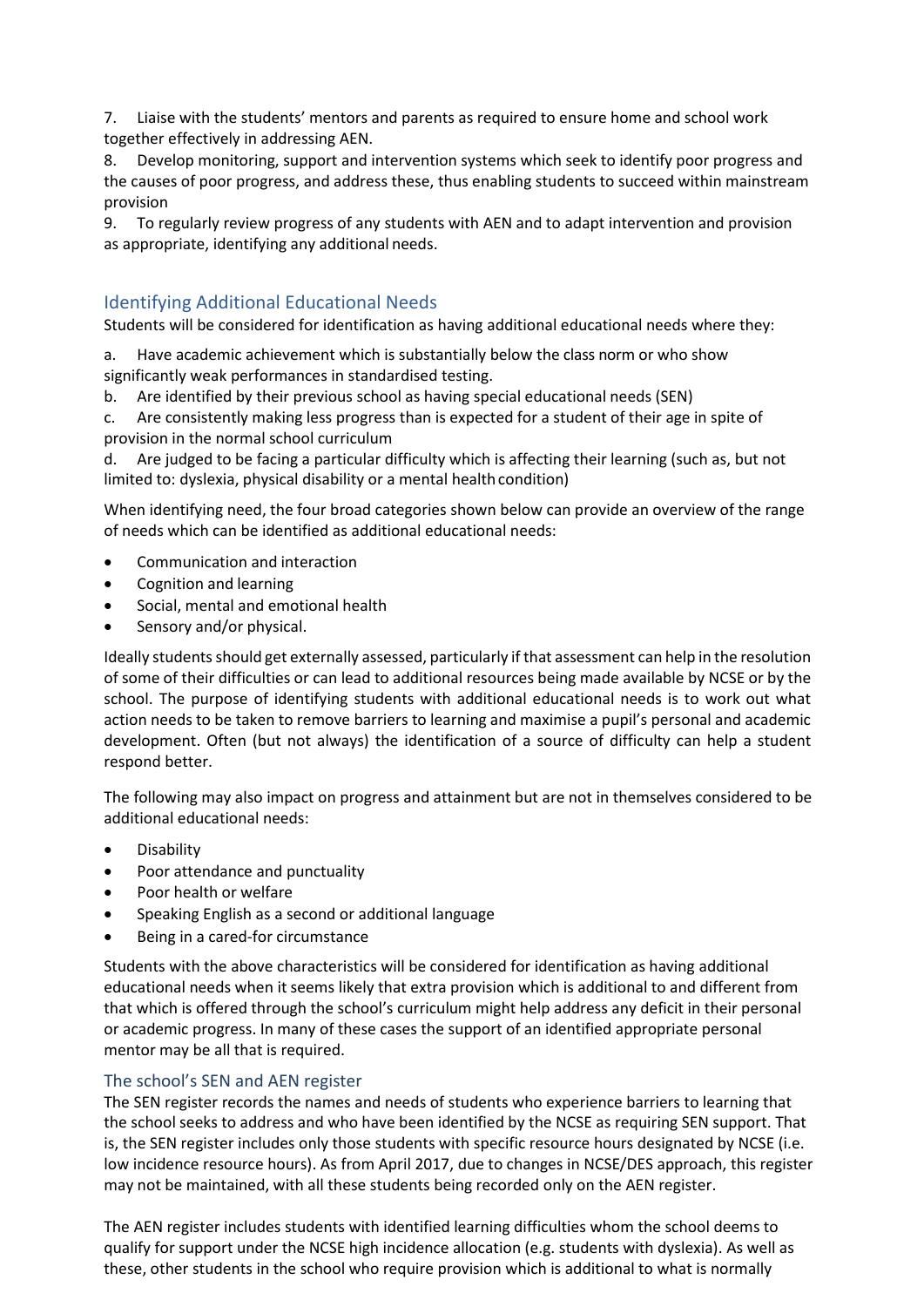7. Liaise with the students' mentors and parents as required to ensure home and school work together effectively in addressing AEN.
8. Develop monitoring, support and intervention systems which seek to identify poor progress and the causes of poor progress, and address these, thus enabling students to succeed within mainstream provision
9. To regularly review progress of any students with AEN and to adapt intervention and provision as appropriate, identifying any additional needs.

## Identifying Additional Educational Needs

Students will be considered for identification as having additional educational needs where they:

a. Have academic achievement which is substantially below the class norm or who show significantly weak performances in standardised testing.
b. Are identified by their previous school as having special educational needs (SEN)
c. Are consistently making less progress than is expected for a student of their age in spite of provision in the normal school curriculum
d. Are judged to be facing a particular difficulty which is affecting their learning (such as, but not limited to: dyslexia, physical disability or a mental health condition)

When identifying need, the four broad categories shown below can provide an overview of the range of needs which can be identified as additional educational needs:

- Communication and interaction
- Cognition and learning
- Social, mental and emotional health
- Sensory and/or physical.

Ideally students should get externally assessed, particularly if that assessment can help in the resolution of some of their difficulties or can lead to additional resources being made available by NCSE or by the school. The purpose of identifying students with additional educational needs is to work out what action needs to be taken to remove barriers to learning and maximise a pupil's personal and academic development. Often (but not always) the identification of a source of difficulty can help a student respond better.

The following may also impact on progress and attainment but are not in themselves considered to be additional educational needs:

- Disability
- Poor attendance and punctuality
- Poor health or welfare
- Speaking English as a second or additional language
- Being in a cared-for circumstance

Students with the above characteristics will be considered for identification as having additional educational needs when it seems likely that extra provision which is additional to and different from that which is offered through the school's curriculum might help address any deficit in their personal or academic progress. In many of these cases the support of an identified appropriate personal mentor may be all that is required.

### The school's SEN and AEN register

The SEN register records the names and needs of students who experience barriers to learning that the school seeks to address and who have been identified by the NCSE as requiring SEN support. That is, the SEN register includes only those students with specific resource hours designated by NCSE (i.e. low incidence resource hours). As from April 2017, due to changes in NCSE/DES approach, this register may not be maintained, with all these students being recorded only on the AEN register.

The AEN register includes students with identified learning difficulties whom the school deems to qualify for support under the NCSE high incidence allocation (e.g. students with dyslexia). As well as these, other students in the school who require provision which is additional to what is normally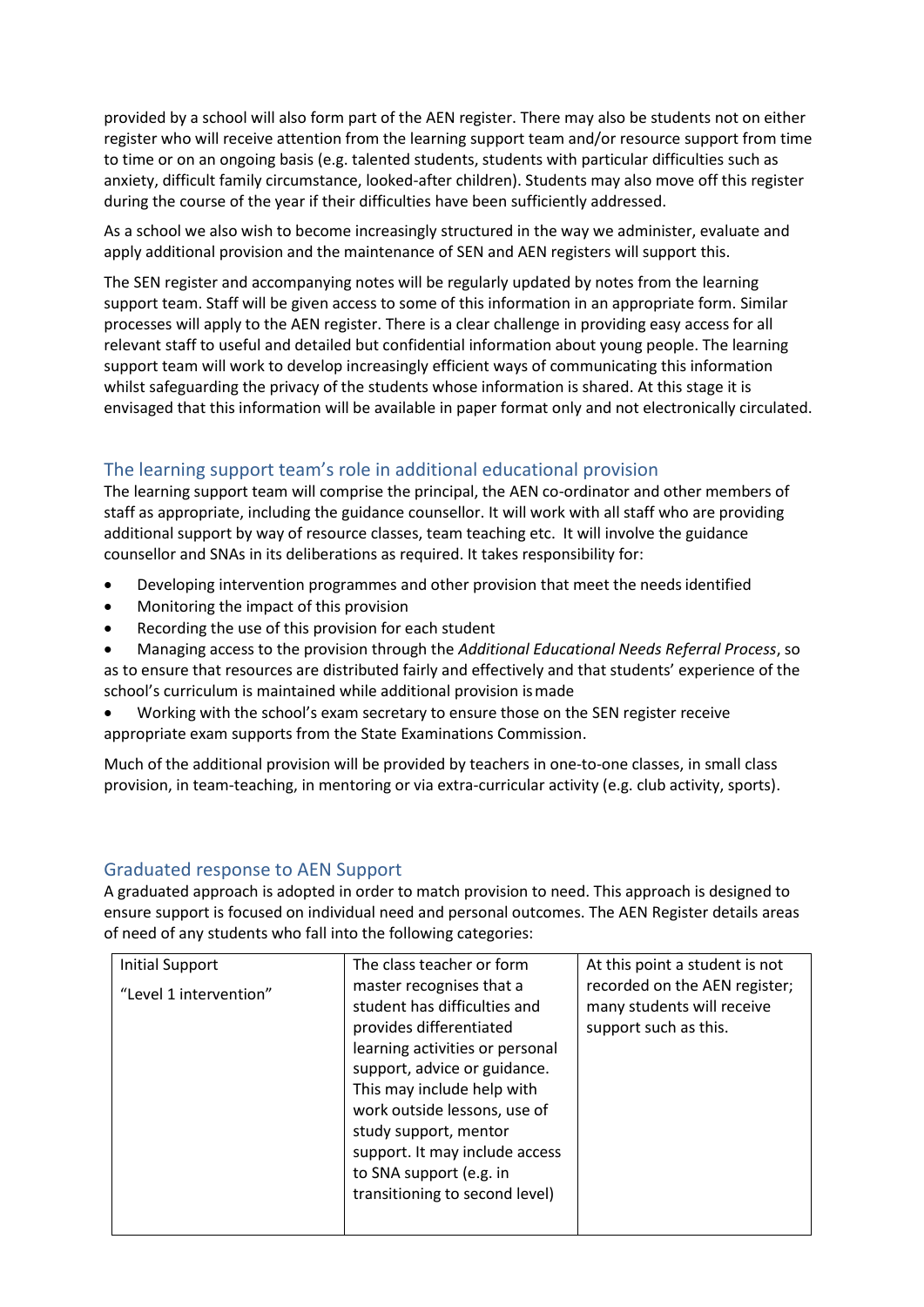provided by a school will also form part of the AEN register. There may also be students not on either register who will receive attention from the learning support team and/or resource support from time to time or on an ongoing basis (e.g. talented students, students with particular difficulties such as anxiety, difficult family circumstance, looked-after children). Students may also move off this register during the course of the year if their difficulties have been sufficiently addressed.

As a school we also wish to become increasingly structured in the way we administer, evaluate and apply additional provision and the maintenance of SEN and AEN registers will support this.

The SEN register and accompanying notes will be regularly updated by notes from the learning support team. Staff will be given access to some of this information in an appropriate form. Similar processes will apply to the AEN register. There is a clear challenge in providing easy access for all relevant staff to useful and detailed but confidential information about young people. The learning support team will work to develop increasingly efficient ways of communicating this information whilst safeguarding the privacy of the students whose information is shared. At this stage it is envisaged that this information will be available in paper format only and not electronically circulated.

## The learning support team's role in additional educational provision

The learning support team will comprise the principal, the AEN co-ordinator and other members of staff as appropriate, including the guidance counsellor. It will work with all staff who are providing additional support by way of resource classes, team teaching etc. It will involve the guidance counsellor and SNAs in its deliberations as required. It takes responsibility for:

- Developing intervention programmes and other provision that meet the needs identified
- Monitoring the impact of this provision
- Recording the use of this provision for each student
- Managing access to the provision through the *Additional Educational Needs Referral Process*, so as to ensure that resources are distributed fairly and effectively and that students' experience of the school's curriculum is maintained while additional provision is made
- Working with the school's exam secretary to ensure those on the SEN register receive appropriate exam supports from the State Examinations Commission.

Much of the additional provision will be provided by teachers in one-to-one classes, in small class provision, in team-teaching, in mentoring or via extra-curricular activity (e.g. club activity, sports).

## Graduated response to AEN Support

A graduated approach is adopted in order to match provision to need. This approach is designed to ensure support is focused on individual need and personal outcomes. The AEN Register details areas of need of any students who fall into the following categories:

| | | |
|---|---|---|
| Initial Support<br><br>"Level 1 intervention" | The class teacher or form master recognises that a student has difficulties and provides differentiated learning activities or personal support, advice or guidance. This may include help with work outside lessons, use of study support, mentor support. It may include access to SNA support (e.g. in transitioning to second level) | At this point a student is not recorded on the AEN register; many students will receive support such as this. |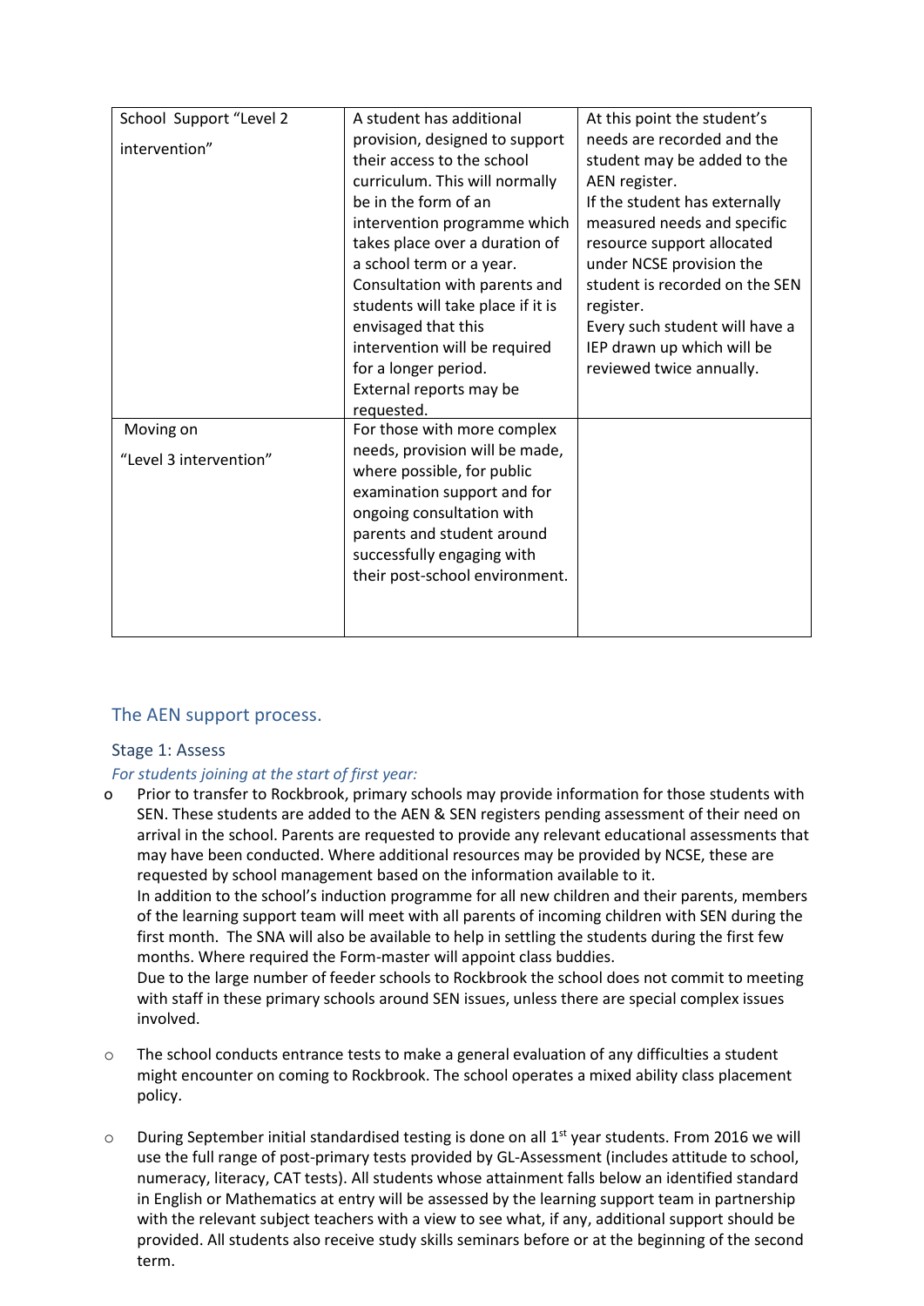| School Support "Level 2 intervention" | A student has additional provision, designed to support their access to the school curriculum. This will normally be in the form of an intervention programme which takes place over a duration of a school term or a year. Consultation with parents and students will take place if it is envisaged that this intervention will be required for a longer period. External reports may be requested. | At this point the student's needs are recorded and the student may be added to the AEN register. If the student has externally measured needs and specific resource support allocated under NCSE provision the student is recorded on the SEN register. Every such student will have a IEP drawn up which will be reviewed twice annually. |
|---|---|---|
| Moving on "Level 3 intervention" | For those with more complex needs, provision will be made, where possible, for public examination support and for ongoing consultation with parents and student around successfully engaging with their post-school environment. | |

## The AEN support process.

### Stage 1: Assess

*For students joining at the start of first year:*

- Prior to transfer to Rockbrook, primary schools may provide information for those students with SEN. These students are added to the AEN & SEN registers pending assessment of their need on arrival in the school. Parents are requested to provide any relevant educational assessments that may have been conducted. Where additional resources may be provided by NCSE, these are requested by school management based on the information available to it.
  In addition to the school's induction programme for all new children and their parents, members of the learning support team will meet with all parents of incoming children with SEN during the first month. The SNA will also be available to help in settling the students during the first few months. Where required the Form-master will appoint class buddies.
  Due to the large number of feeder schools to Rockbrook the school does not commit to meeting with staff in these primary schools around SEN issues, unless there are special complex issues involved.

- The school conducts entrance tests to make a general evaluation of any difficulties a student might encounter on coming to Rockbrook. The school operates a mixed ability class placement policy.

- During September initial standardised testing is done on all 1st year students. From 2016 we will use the full range of post-primary tests provided by GL-Assessment (includes attitude to school, numeracy, literacy, CAT tests). All students whose attainment falls below an identified standard in English or Mathematics at entry will be assessed by the learning support team in partnership with the relevant subject teachers with a view to see what, if any, additional support should be provided. All students also receive study skills seminars before or at the beginning of the second term.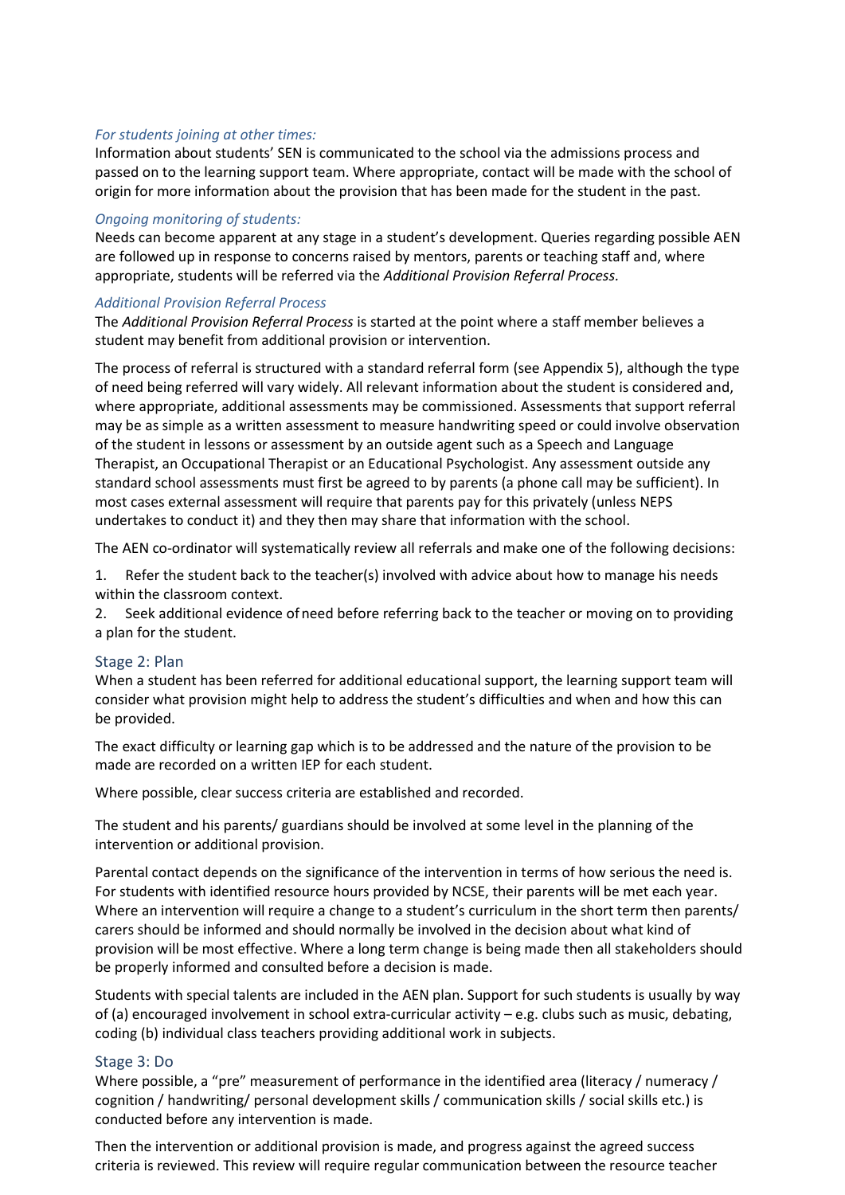### *For students joining at other times:*

Information about students' SEN is communicated to the school via the admissions process and passed on to the learning support team. Where appropriate, contact will be made with the school of origin for more information about the provision that has been made for the student in the past.

### *Ongoing monitoring of students:*

Needs can become apparent at any stage in a student's development. Queries regarding possible AEN are followed up in response to concerns raised by mentors, parents or teaching staff and, where appropriate, students will be referred via the *Additional Provision Referral Process.*

### *Additional Provision Referral Process*

The *Additional Provision Referral Process* is started at the point where a staff member believes a student may benefit from additional provision or intervention.

The process of referral is structured with a standard referral form (see Appendix 5), although the type of need being referred will vary widely. All relevant information about the student is considered and, where appropriate, additional assessments may be commissioned. Assessments that support referral may be as simple as a written assessment to measure handwriting speed or could involve observation of the student in lessons or assessment by an outside agent such as a Speech and Language Therapist, an Occupational Therapist or an Educational Psychologist. Any assessment outside any standard school assessments must first be agreed to by parents (a phone call may be sufficient). In most cases external assessment will require that parents pay for this privately (unless NEPS undertakes to conduct it) and they then may share that information with the school.

The AEN co-ordinator will systematically review all referrals and make one of the following decisions:

1. Refer the student back to the teacher(s) involved with advice about how to manage his needs within the classroom context.
2. Seek additional evidence of need before referring back to the teacher or moving on to providing a plan for the student.

## Stage 2: Plan

When a student has been referred for additional educational support, the learning support team will consider what provision might help to address the student's difficulties and when and how this can be provided.

The exact difficulty or learning gap which is to be addressed and the nature of the provision to be made are recorded on a written IEP for each student.

Where possible, clear success criteria are established and recorded.

The student and his parents/ guardians should be involved at some level in the planning of the intervention or additional provision.

Parental contact depends on the significance of the intervention in terms of how serious the need is. For students with identified resource hours provided by NCSE, their parents will be met each year. Where an intervention will require a change to a student's curriculum in the short term then parents/ carers should be informed and should normally be involved in the decision about what kind of provision will be most effective. Where a long term change is being made then all stakeholders should be properly informed and consulted before a decision is made.

Students with special talents are included in the AEN plan. Support for such students is usually by way of (a) encouraged involvement in school extra-curricular activity – e.g. clubs such as music, debating, coding (b) individual class teachers providing additional work in subjects.

## Stage 3: Do

Where possible, a "pre" measurement of performance in the identified area (literacy / numeracy / cognition / handwriting/ personal development skills / communication skills / social skills etc.) is conducted before any intervention is made.

Then the intervention or additional provision is made, and progress against the agreed success criteria is reviewed. This review will require regular communication between the resource teacher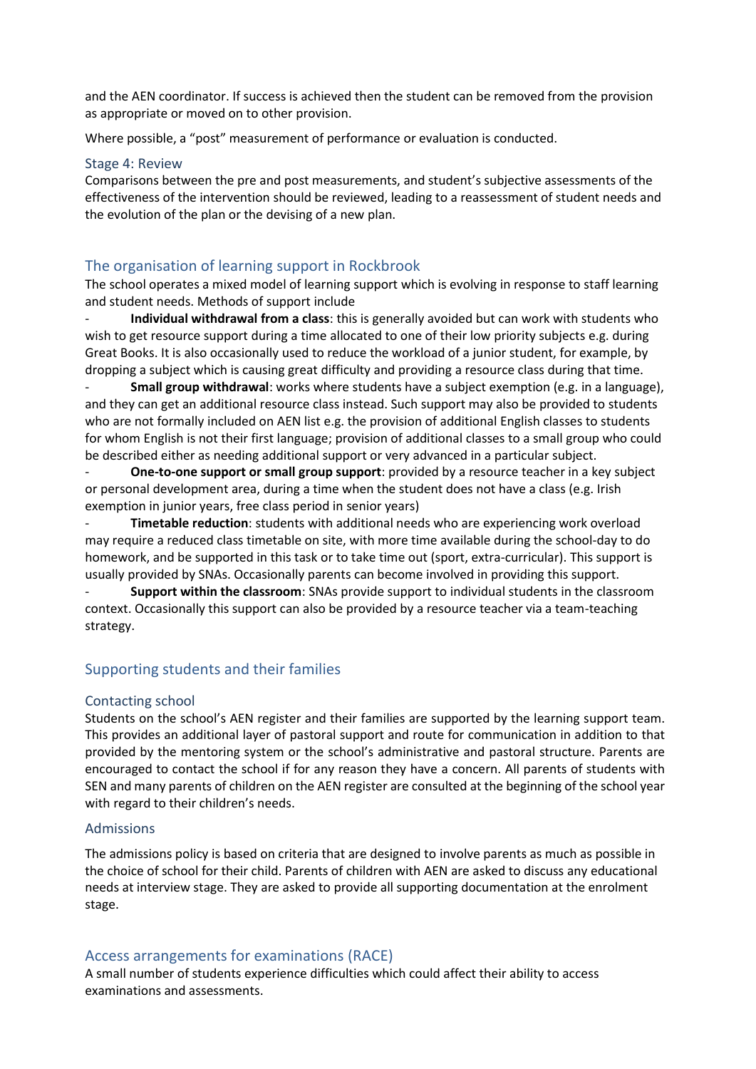and the AEN coordinator. If success is achieved then the student can be removed from the provision as appropriate or moved on to other provision.

Where possible, a "post" measurement of performance or evaluation is conducted.

### Stage 4: Review

Comparisons between the pre and post measurements, and student's subjective assessments of the effectiveness of the intervention should be reviewed, leading to a reassessment of student needs and the evolution of the plan or the devising of a new plan.

## The organisation of learning support in Rockbrook

The school operates a mixed model of learning support which is evolving in response to staff learning and student needs. Methods of support include

- **Individual withdrawal from a class**: this is generally avoided but can work with students who wish to get resource support during a time allocated to one of their low priority subjects e.g. during Great Books. It is also occasionally used to reduce the workload of a junior student, for example, by dropping a subject which is causing great difficulty and providing a resource class during that time.
- **Small group withdrawal**: works where students have a subject exemption (e.g. in a language), and they can get an additional resource class instead. Such support may also be provided to students who are not formally included on AEN list e.g. the provision of additional English classes to students for whom English is not their first language; provision of additional classes to a small group who could be described either as needing additional support or very advanced in a particular subject.
- **One-to-one support or small group support**: provided by a resource teacher in a key subject or personal development area, during a time when the student does not have a class (e.g. Irish exemption in junior years, free class period in senior years)
- **Timetable reduction**: students with additional needs who are experiencing work overload may require a reduced class timetable on site, with more time available during the school-day to do homework, and be supported in this task or to take time out (sport, extra-curricular). This support is usually provided by SNAs. Occasionally parents can become involved in providing this support.
- **Support within the classroom**: SNAs provide support to individual students in the classroom context. Occasionally this support can also be provided by a resource teacher via a team-teaching strategy.

## Supporting students and their families

### Contacting school

Students on the school's AEN register and their families are supported by the learning support team. This provides an additional layer of pastoral support and route for communication in addition to that provided by the mentoring system or the school's administrative and pastoral structure. Parents are encouraged to contact the school if for any reason they have a concern. All parents of students with SEN and many parents of children on the AEN register are consulted at the beginning of the school year with regard to their children's needs.

### Admissions

The admissions policy is based on criteria that are designed to involve parents as much as possible in the choice of school for their child. Parents of children with AEN are asked to discuss any educational needs at interview stage. They are asked to provide all supporting documentation at the enrolment stage.

## Access arrangements for examinations (RACE)

A small number of students experience difficulties which could affect their ability to access examinations and assessments.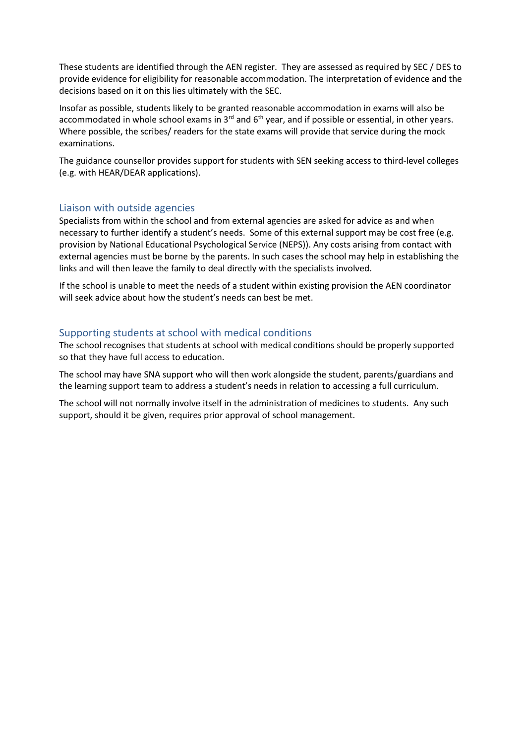These students are identified through the AEN register. They are assessed as required by SEC / DES to provide evidence for eligibility for reasonable accommodation. The interpretation of evidence and the decisions based on it on this lies ultimately with the SEC.

Insofar as possible, students likely to be granted reasonable accommodation in exams will also be accommodated in whole school exams in 3rd and 6th year, and if possible or essential, in other years. Where possible, the scribes/ readers for the state exams will provide that service during the mock examinations.

The guidance counsellor provides support for students with SEN seeking access to third-level colleges (e.g. with HEAR/DEAR applications).

## Liaison with outside agencies

Specialists from within the school and from external agencies are asked for advice as and when necessary to further identify a student's needs. Some of this external support may be cost free (e.g. provision by National Educational Psychological Service (NEPS)). Any costs arising from contact with external agencies must be borne by the parents. In such cases the school may help in establishing the links and will then leave the family to deal directly with the specialists involved.

If the school is unable to meet the needs of a student within existing provision the AEN coordinator will seek advice about how the student's needs can best be met.

## Supporting students at school with medical conditions

The school recognises that students at school with medical conditions should be properly supported so that they have full access to education.

The school may have SNA support who will then work alongside the student, parents/guardians and the learning support team to address a student's needs in relation to accessing a full curriculum.

The school will not normally involve itself in the administration of medicines to students. Any such support, should it be given, requires prior approval of school management.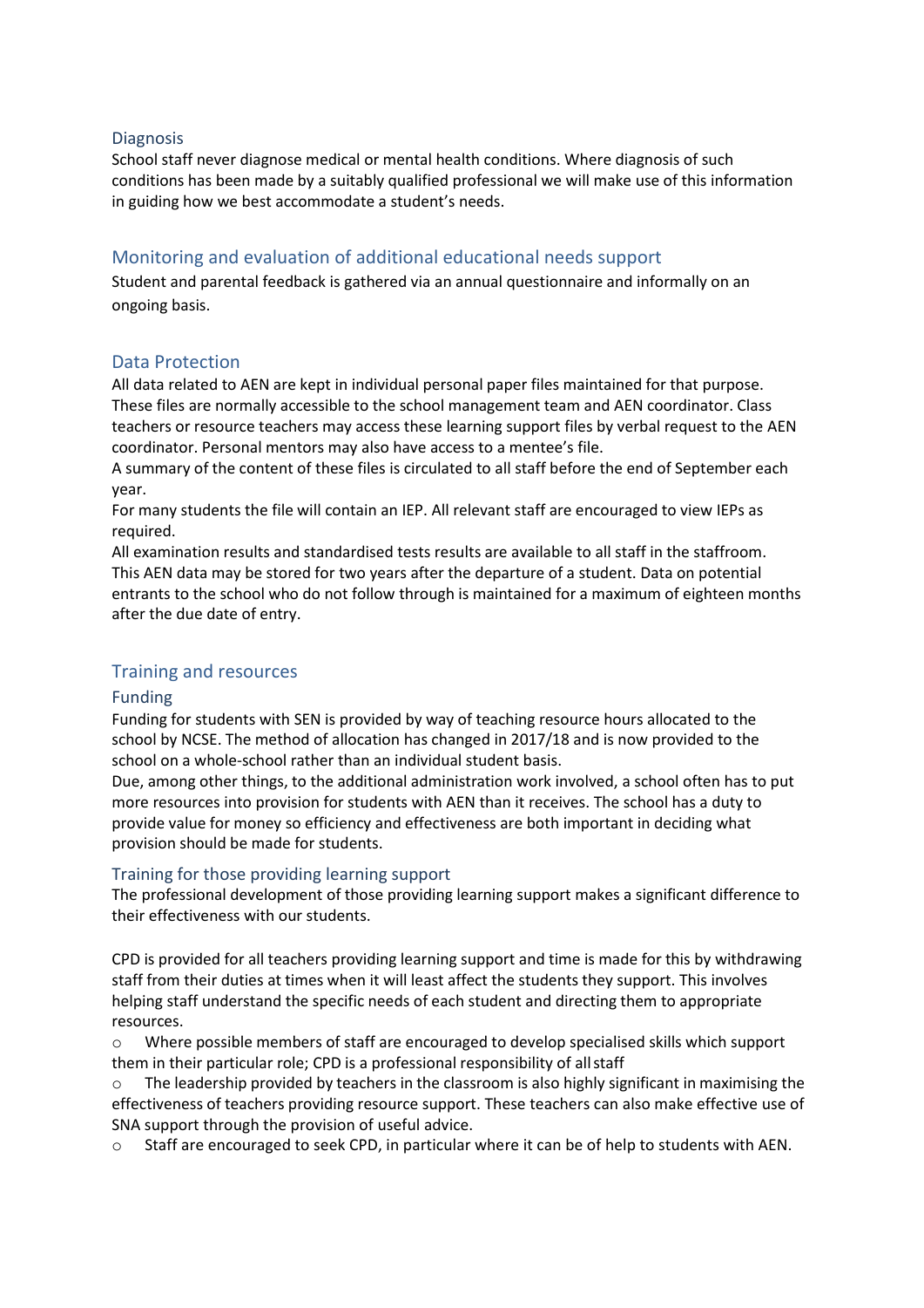### Diagnosis

School staff never diagnose medical or mental health conditions. Where diagnosis of such conditions has been made by a suitably qualified professional we will make use of this information in guiding how we best accommodate a student's needs.

## Monitoring and evaluation of additional educational needs support

Student and parental feedback is gathered via an annual questionnaire and informally on an ongoing basis.

## Data Protection

All data related to AEN are kept in individual personal paper files maintained for that purpose. These files are normally accessible to the school management team and AEN coordinator. Class teachers or resource teachers may access these learning support files by verbal request to the AEN coordinator. Personal mentors may also have access to a mentee's file.

A summary of the content of these files is circulated to all staff before the end of September each year.

For many students the file will contain an IEP. All relevant staff are encouraged to view IEPs as required.

All examination results and standardised tests results are available to all staff in the staffroom.

This AEN data may be stored for two years after the departure of a student. Data on potential entrants to the school who do not follow through is maintained for a maximum of eighteen months after the due date of entry.

## Training and resources

### Funding

Funding for students with SEN is provided by way of teaching resource hours allocated to the school by NCSE. The method of allocation has changed in 2017/18 and is now provided to the school on a whole-school rather than an individual student basis.

Due, among other things, to the additional administration work involved, a school often has to put more resources into provision for students with AEN than it receives. The school has a duty to provide value for money so efficiency and effectiveness are both important in deciding what provision should be made for students.

### Training for those providing learning support

The professional development of those providing learning support makes a significant difference to their effectiveness with our students.

CPD is provided for all teachers providing learning support and time is made for this by withdrawing staff from their duties at times when it will least affect the students they support. This involves helping staff understand the specific needs of each student and directing them to appropriate resources.

- Where possible members of staff are encouraged to develop specialised skills which support them in their particular role; CPD is a professional responsibility of all staff
- The leadership provided by teachers in the classroom is also highly significant in maximising the effectiveness of teachers providing resource support. These teachers can also make effective use of SNA support through the provision of useful advice.
- Staff are encouraged to seek CPD, in particular where it can be of help to students with AEN.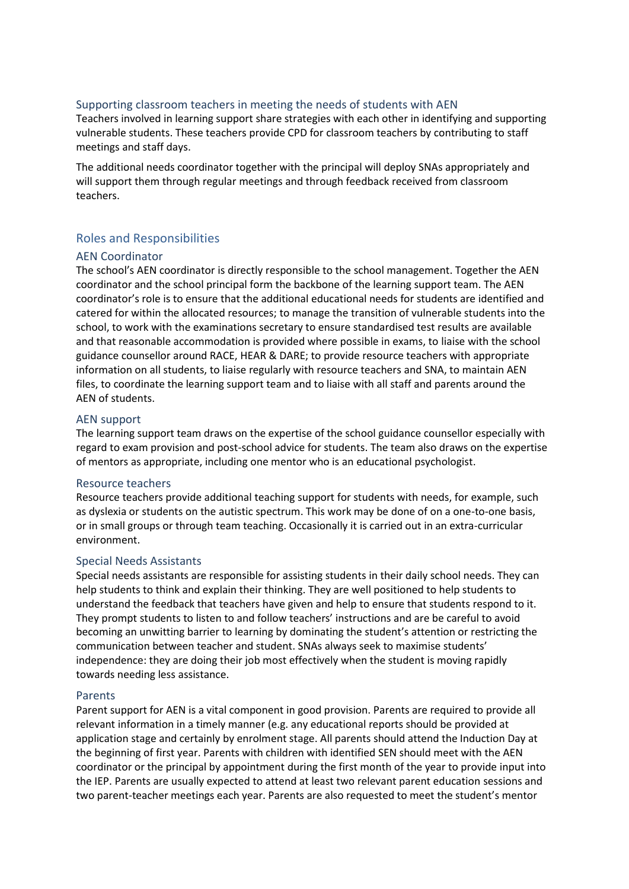### Supporting classroom teachers in meeting the needs of students with AEN

Teachers involved in learning support share strategies with each other in identifying and supporting vulnerable students. These teachers provide CPD for classroom teachers by contributing to staff meetings and staff days.

The additional needs coordinator together with the principal will deploy SNAs appropriately and will support them through regular meetings and through feedback received from classroom teachers.

## Roles and Responsibilities

### AEN Coordinator

The school's AEN coordinator is directly responsible to the school management. Together the AEN coordinator and the school principal form the backbone of the learning support team. The AEN coordinator's role is to ensure that the additional educational needs for students are identified and catered for within the allocated resources; to manage the transition of vulnerable students into the school, to work with the examinations secretary to ensure standardised test results are available and that reasonable accommodation is provided where possible in exams, to liaise with the school guidance counsellor around RACE, HEAR & DARE; to provide resource teachers with appropriate information on all students, to liaise regularly with resource teachers and SNA, to maintain AEN files, to coordinate the learning support team and to liaise with all staff and parents around the AEN of students.

### AEN support

The learning support team draws on the expertise of the school guidance counsellor especially with regard to exam provision and post-school advice for students. The team also draws on the expertise of mentors as appropriate, including one mentor who is an educational psychologist.

### Resource teachers

Resource teachers provide additional teaching support for students with needs, for example, such as dyslexia or students on the autistic spectrum. This work may be done of on a one-to-one basis, or in small groups or through team teaching. Occasionally it is carried out in an extra-curricular environment.

### Special Needs Assistants

Special needs assistants are responsible for assisting students in their daily school needs. They can help students to think and explain their thinking. They are well positioned to help students to understand the feedback that teachers have given and help to ensure that students respond to it. They prompt students to listen to and follow teachers' instructions and are be careful to avoid becoming an unwitting barrier to learning by dominating the student's attention or restricting the communication between teacher and student. SNAs always seek to maximise students' independence: they are doing their job most effectively when the student is moving rapidly towards needing less assistance.

### Parents

Parent support for AEN is a vital component in good provision. Parents are required to provide all relevant information in a timely manner (e.g. any educational reports should be provided at application stage and certainly by enrolment stage. All parents should attend the Induction Day at the beginning of first year. Parents with children with identified SEN should meet with the AEN coordinator or the principal by appointment during the first month of the year to provide input into the IEP. Parents are usually expected to attend at least two relevant parent education sessions and two parent-teacher meetings each year. Parents are also requested to meet the student's mentor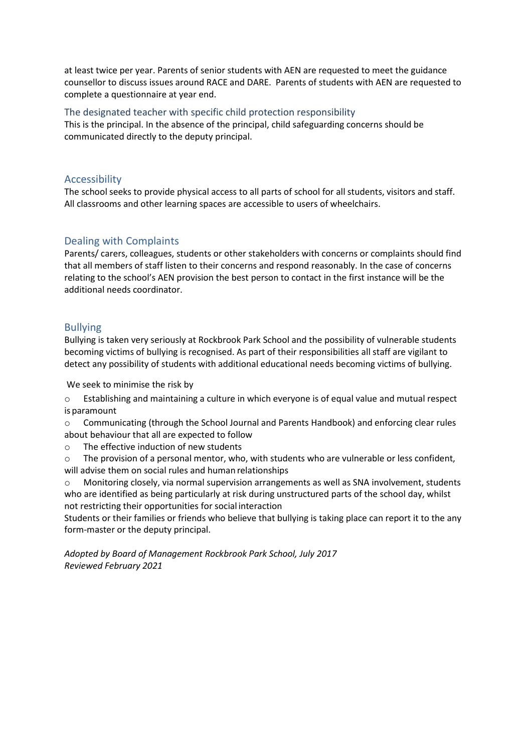at least twice per year. Parents of senior students with AEN are requested to meet the guidance counsellor to discuss issues around RACE and DARE. Parents of students with AEN are requested to complete a questionnaire at year end.

## The designated teacher with specific child protection responsibility

This is the principal. In the absence of the principal, child safeguarding concerns should be communicated directly to the deputy principal.

## Accessibility

The school seeks to provide physical access to all parts of school for all students, visitors and staff. All classrooms and other learning spaces are accessible to users of wheelchairs.

## Dealing with Complaints

Parents/ carers, colleagues, students or other stakeholders with concerns or complaints should find that all members of staff listen to their concerns and respond reasonably. In the case of concerns relating to the school's AEN provision the best person to contact in the first instance will be the additional needs coordinator.

## Bullying

Bullying is taken very seriously at Rockbrook Park School and the possibility of vulnerable students becoming victims of bullying is recognised. As part of their responsibilities all staff are vigilant to detect any possibility of students with additional educational needs becoming victims of bullying.

We seek to minimise the risk by

- Establishing and maintaining a culture in which everyone is of equal value and mutual respect is paramount
- Communicating (through the School Journal and Parents Handbook) and enforcing clear rules about behaviour that all are expected to follow
- The effective induction of new students
- The provision of a personal mentor, who, with students who are vulnerable or less confident, will advise them on social rules and human relationships
- Monitoring closely, via normal supervision arrangements as well as SNA involvement, students who are identified as being particularly at risk during unstructured parts of the school day, whilst not restricting their opportunities for social interaction

Students or their families or friends who believe that bullying is taking place can report it to the any form-master or the deputy principal.

*Adopted by Board of Management Rockbrook Park School, July 2017*
*Reviewed February 2021*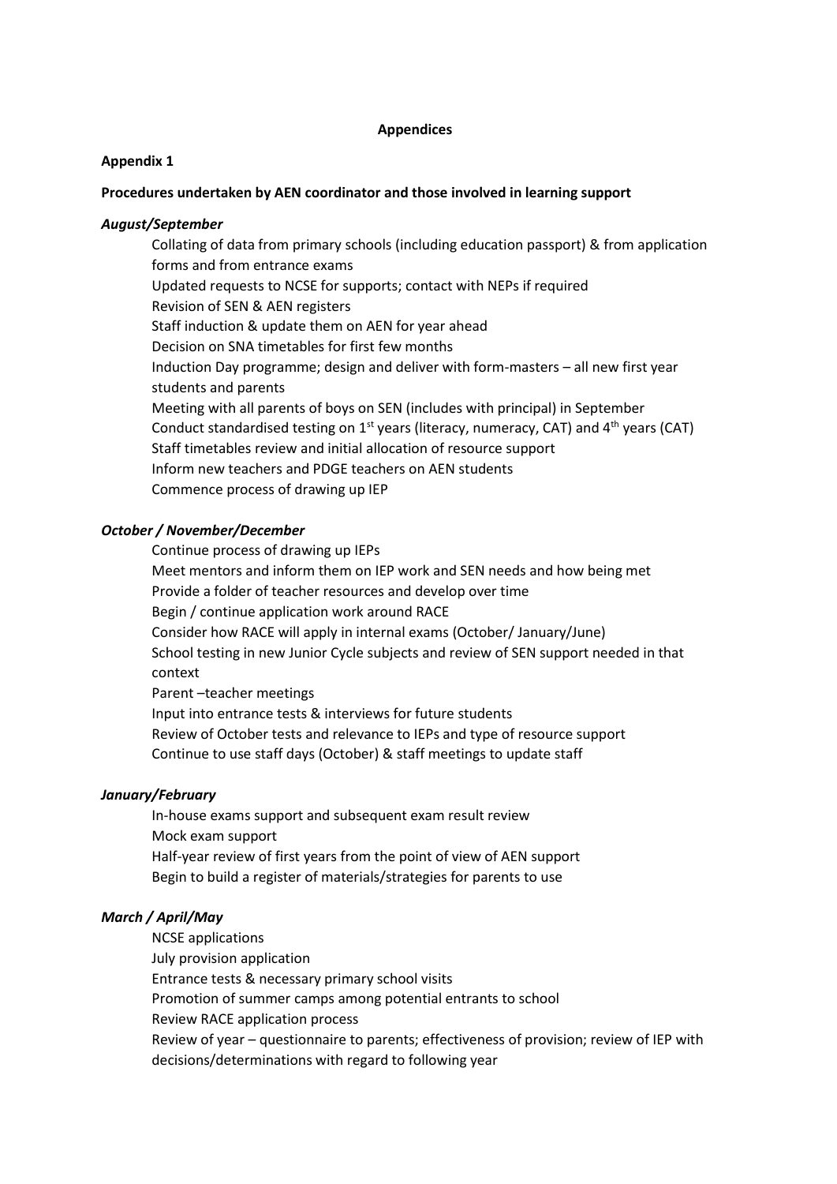**Appendices**

**Appendix 1**

**Procedures undertaken by AEN coordinator and those involved in learning support**

***August/September***

Collating of data from primary schools (including education passport) & from application forms and from entrance exams
Updated requests to NCSE for supports; contact with NEPs if required
Revision of SEN & AEN registers
Staff induction & update them on AEN for year ahead
Decision on SNA timetables for first few months
Induction Day programme; design and deliver with form-masters – all new first year students and parents
Meeting with all parents of boys on SEN (includes with principal) in September
Conduct standardised testing on 1st years (literacy, numeracy, CAT) and 4th years (CAT)
Staff timetables review and initial allocation of resource support
Inform new teachers and PDGE teachers on AEN students
Commence process of drawing up IEP

***October / November/December***

Continue process of drawing up IEPs
Meet mentors and inform them on IEP work and SEN needs and how being met
Provide a folder of teacher resources and develop over time
Begin / continue application work around RACE
Consider how RACE will apply in internal exams (October/ January/June)
School testing in new Junior Cycle subjects and review of SEN support needed in that context
Parent –teacher meetings
Input into entrance tests & interviews for future students
Review of October tests and relevance to IEPs and type of resource support
Continue to use staff days (October) & staff meetings to update staff

***January/February***

In-house exams support and subsequent exam result review
Mock exam support
Half-year review of first years from the point of view of AEN support
Begin to build a register of materials/strategies for parents to use

***March / April/May***

NCSE applications
July provision application
Entrance tests & necessary primary school visits
Promotion of summer camps among potential entrants to school
Review RACE application process
Review of year – questionnaire to parents; effectiveness of provision; review of IEP with decisions/determinations with regard to following year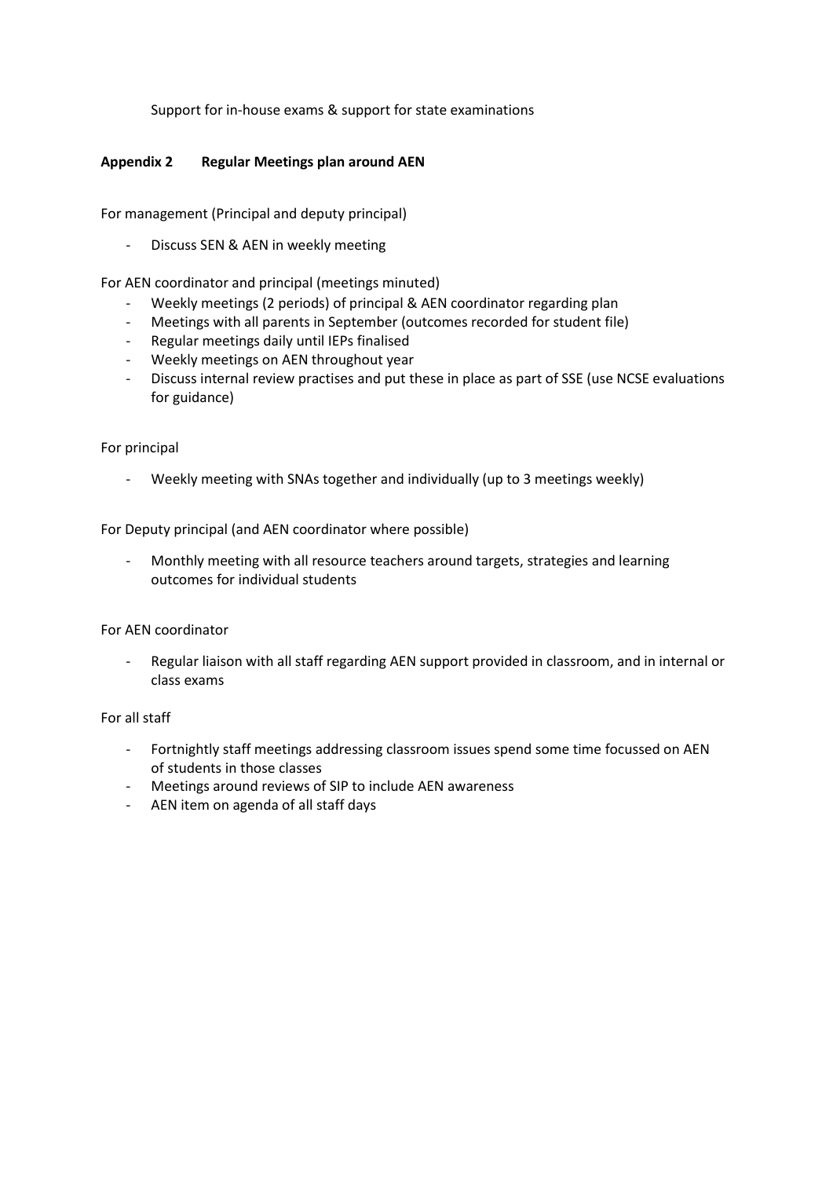Support for in-house exams & support for state examinations

### Appendix 2 Regular Meetings plan around AEN

For management (Principal and deputy principal)

- Discuss SEN & AEN in weekly meeting

For AEN coordinator and principal (meetings minuted)

- Weekly meetings (2 periods) of principal & AEN coordinator regarding plan
- Meetings with all parents in September (outcomes recorded for student file)
- Regular meetings daily until IEPs finalised
- Weekly meetings on AEN throughout year
- Discuss internal review practises and put these in place as part of SSE (use NCSE evaluations for guidance)

For principal

- Weekly meeting with SNAs together and individually (up to 3 meetings weekly)

For Deputy principal (and AEN coordinator where possible)

- Monthly meeting with all resource teachers around targets, strategies and learning outcomes for individual students

For AEN coordinator

- Regular liaison with all staff regarding AEN support provided in classroom, and in internal or class exams

For all staff

- Fortnightly staff meetings addressing classroom issues spend some time focussed on AEN of students in those classes
- Meetings around reviews of SIP to include AEN awareness
- AEN item on agenda of all staff days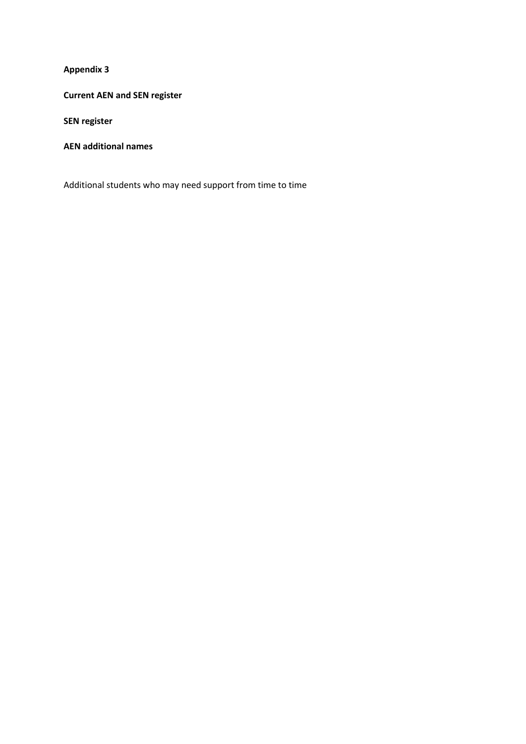**Appendix 3**

**Current AEN and SEN register**

**SEN register**

**AEN additional names**

Additional students who may need support from time to time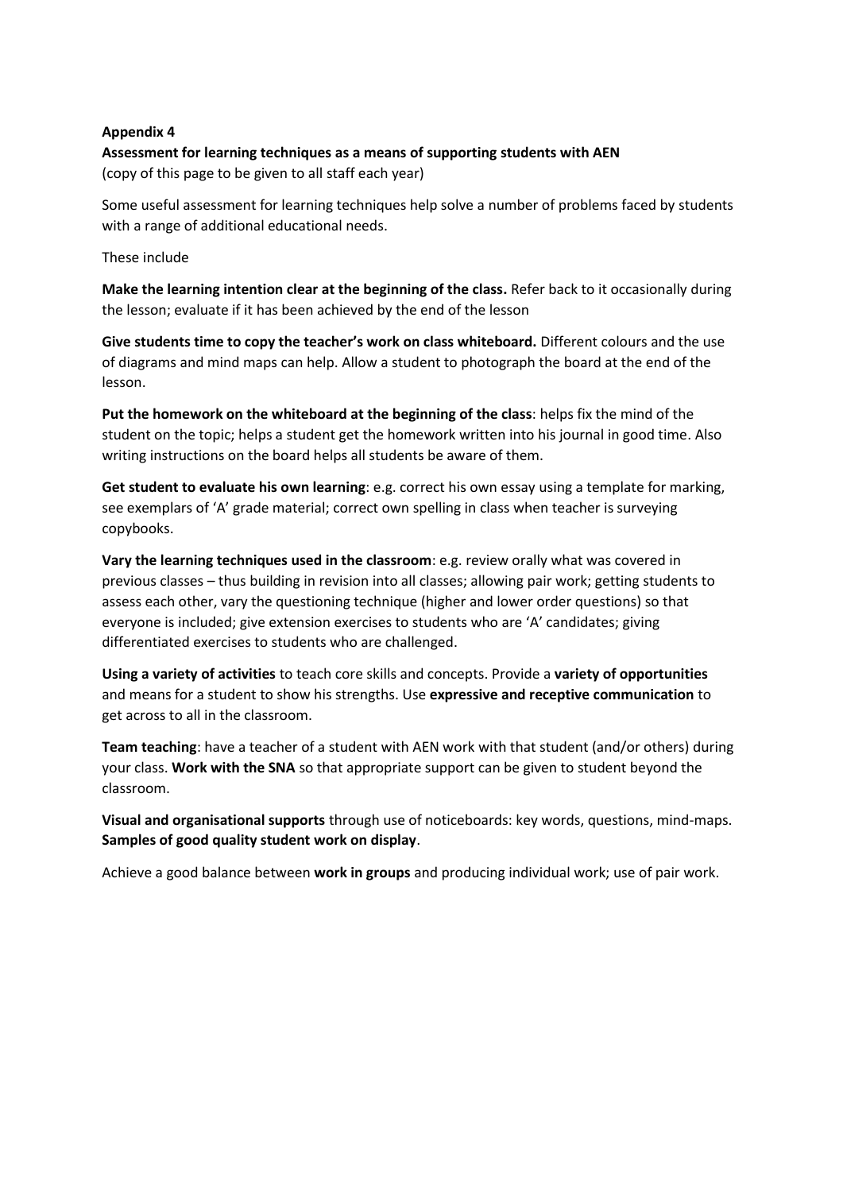**Appendix 4**

**Assessment for learning techniques as a means of supporting students with AEN**

(copy of this page to be given to all staff each year)

Some useful assessment for learning techniques help solve a number of problems faced by students with a range of additional educational needs.

These include

**Make the learning intention clear at the beginning of the class.** Refer back to it occasionally during the lesson; evaluate if it has been achieved by the end of the lesson

**Give students time to copy the teacher's work on class whiteboard.** Different colours and the use of diagrams and mind maps can help. Allow a student to photograph the board at the end of the lesson.

**Put the homework on the whiteboard at the beginning of the class**: helps fix the mind of the student on the topic; helps a student get the homework written into his journal in good time. Also writing instructions on the board helps all students be aware of them.

**Get student to evaluate his own learning**: e.g. correct his own essay using a template for marking, see exemplars of 'A' grade material; correct own spelling in class when teacher is surveying copybooks.

**Vary the learning techniques used in the classroom**: e.g. review orally what was covered in previous classes – thus building in revision into all classes; allowing pair work; getting students to assess each other, vary the questioning technique (higher and lower order questions) so that everyone is included; give extension exercises to students who are 'A' candidates; giving differentiated exercises to students who are challenged.

**Using a variety of activities** to teach core skills and concepts. Provide a **variety of opportunities** and means for a student to show his strengths. Use **expressive and receptive communication** to get across to all in the classroom.

**Team teaching**: have a teacher of a student with AEN work with that student (and/or others) during your class. **Work with the SNA** so that appropriate support can be given to student beyond the classroom.

**Visual and organisational supports** through use of noticeboards: key words, questions, mind-maps. **Samples of good quality student work on display**.

Achieve a good balance between **work in groups** and producing individual work; use of pair work.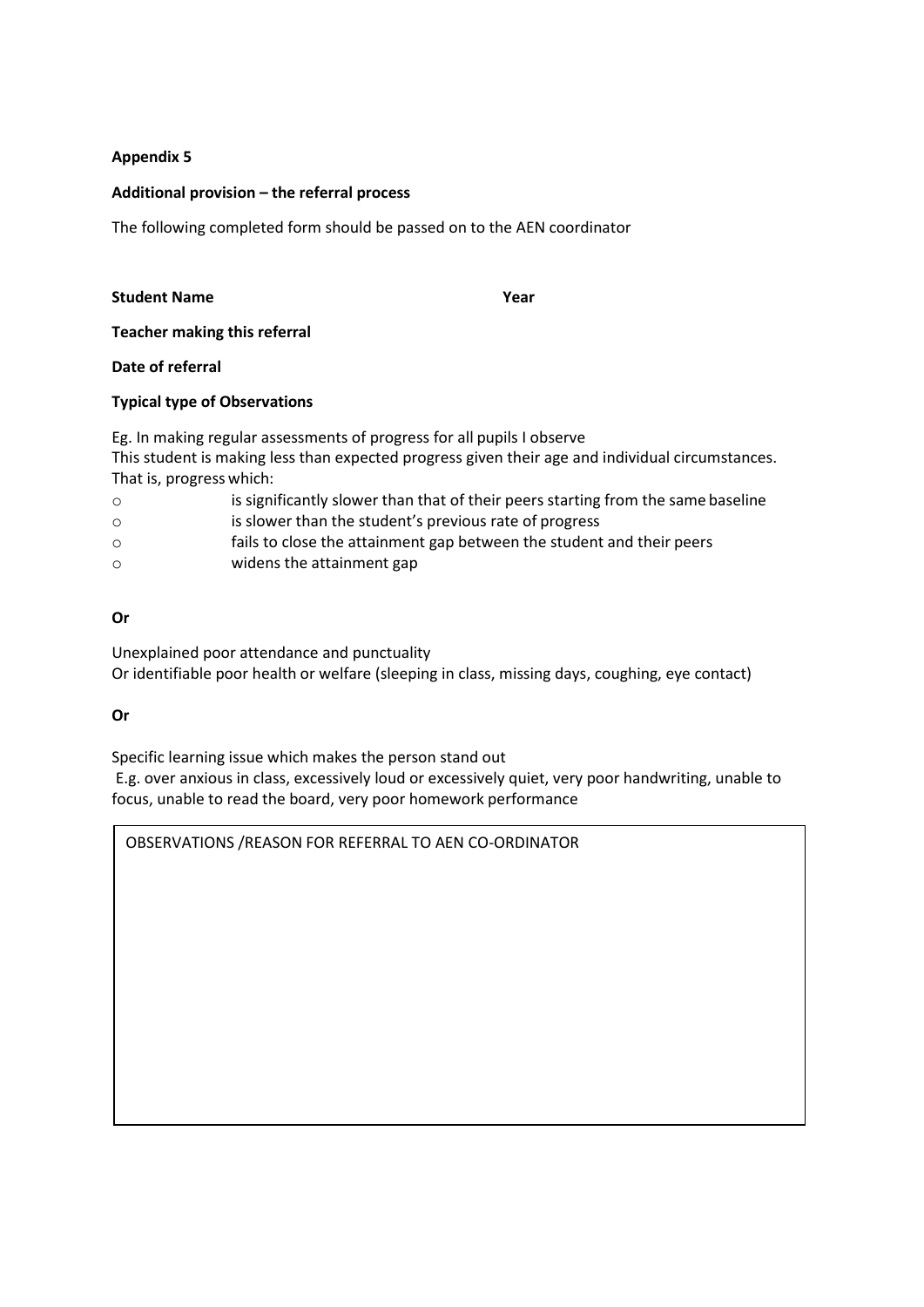**Appendix 5**

**Additional provision – the referral process**

The following completed form should be passed on to the AEN coordinator

**Student Name** **Year**

**Teacher making this referral**

**Date of referral**

**Typical type of Observations**

Eg. In making regular assessments of progress for all pupils I observe
This student is making less than expected progress given their age and individual circumstances. That is, progress which:

- is significantly slower than that of their peers starting from the same baseline
- is slower than the student's previous rate of progress
- fails to close the attainment gap between the student and their peers
- widens the attainment gap

**Or**

Unexplained poor attendance and punctuality
Or identifiable poor health or welfare (sleeping in class, missing days, coughing, eye contact)

**Or**

Specific learning issue which makes the person stand out
E.g. over anxious in class, excessively loud or excessively quiet, very poor handwriting, unable to focus, unable to read the board, very poor homework performance

| OBSERVATIONS /REASON FOR REFERRAL TO AEN CO-ORDINATOR |
| --- |
| |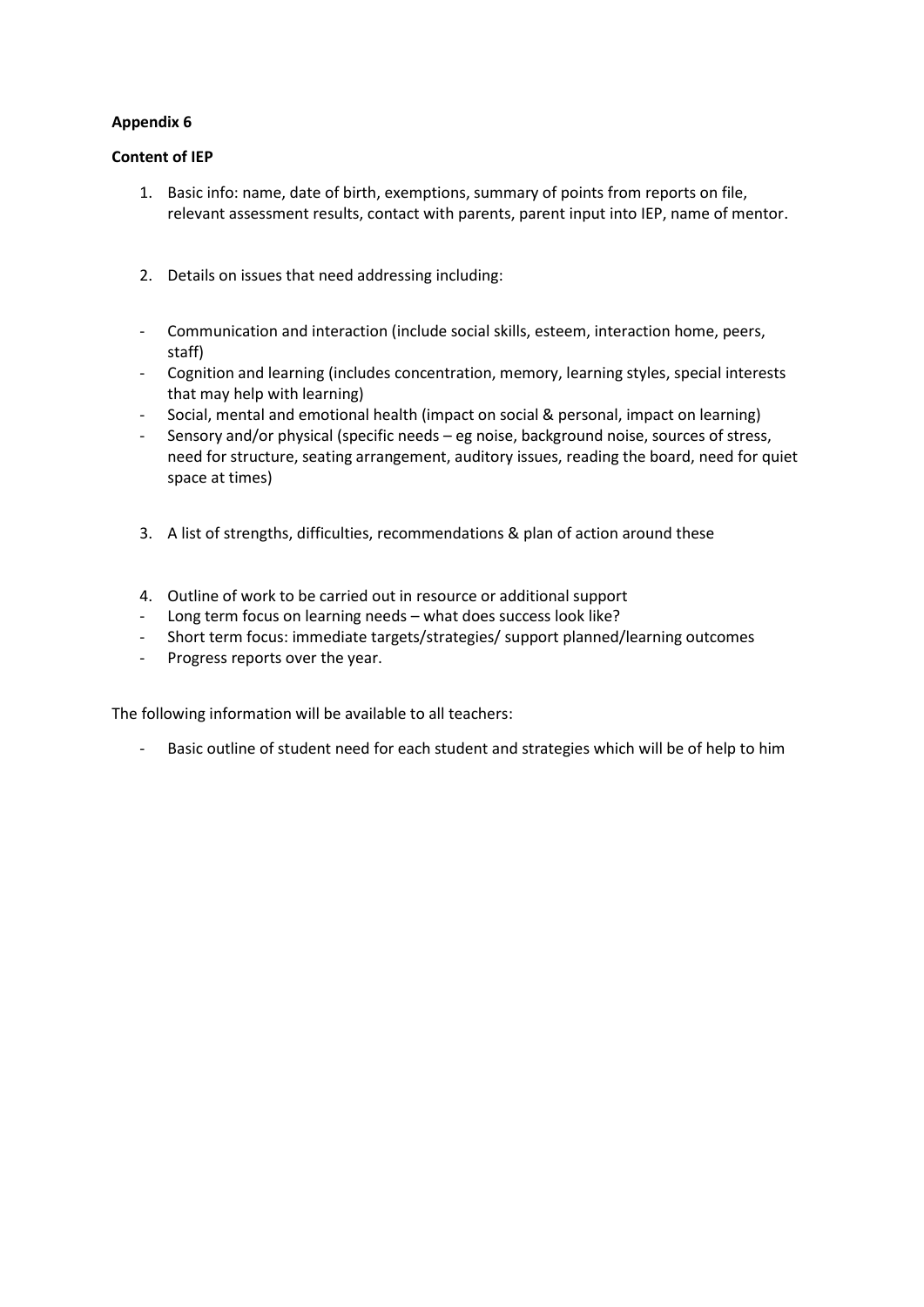**Appendix 6**

**Content of IEP**

1. Basic info: name, date of birth, exemptions, summary of points from reports on file, relevant assessment results, contact with parents, parent input into IEP, name of mentor.

2. Details on issues that need addressing including:

- Communication and interaction (include social skills, esteem, interaction home, peers, staff)
- Cognition and learning (includes concentration, memory, learning styles, special interests that may help with learning)
- Social, mental and emotional health (impact on social & personal, impact on learning)
- Sensory and/or physical (specific needs – eg noise, background noise, sources of stress, need for structure, seating arrangement, auditory issues, reading the board, need for quiet space at times)

3. A list of strengths, difficulties, recommendations & plan of action around these

4. Outline of work to be carried out in resource or additional support

- Long term focus on learning needs – what does success look like?
- Short term focus: immediate targets/strategies/ support planned/learning outcomes
- Progress reports over the year.

The following information will be available to all teachers:

- Basic outline of student need for each student and strategies which will be of help to him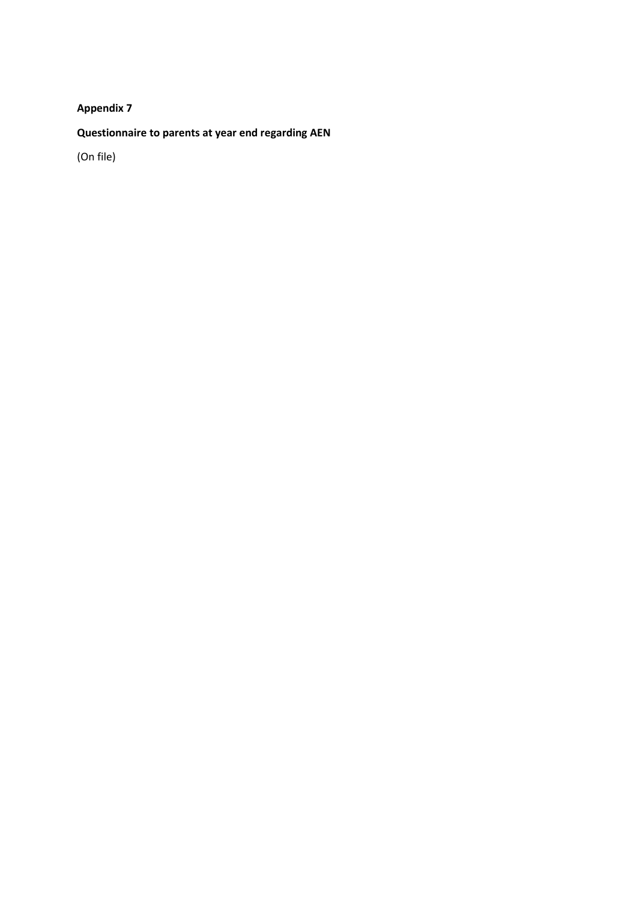**Appendix 7**

**Questionnaire to parents at year end regarding AEN**

(On file)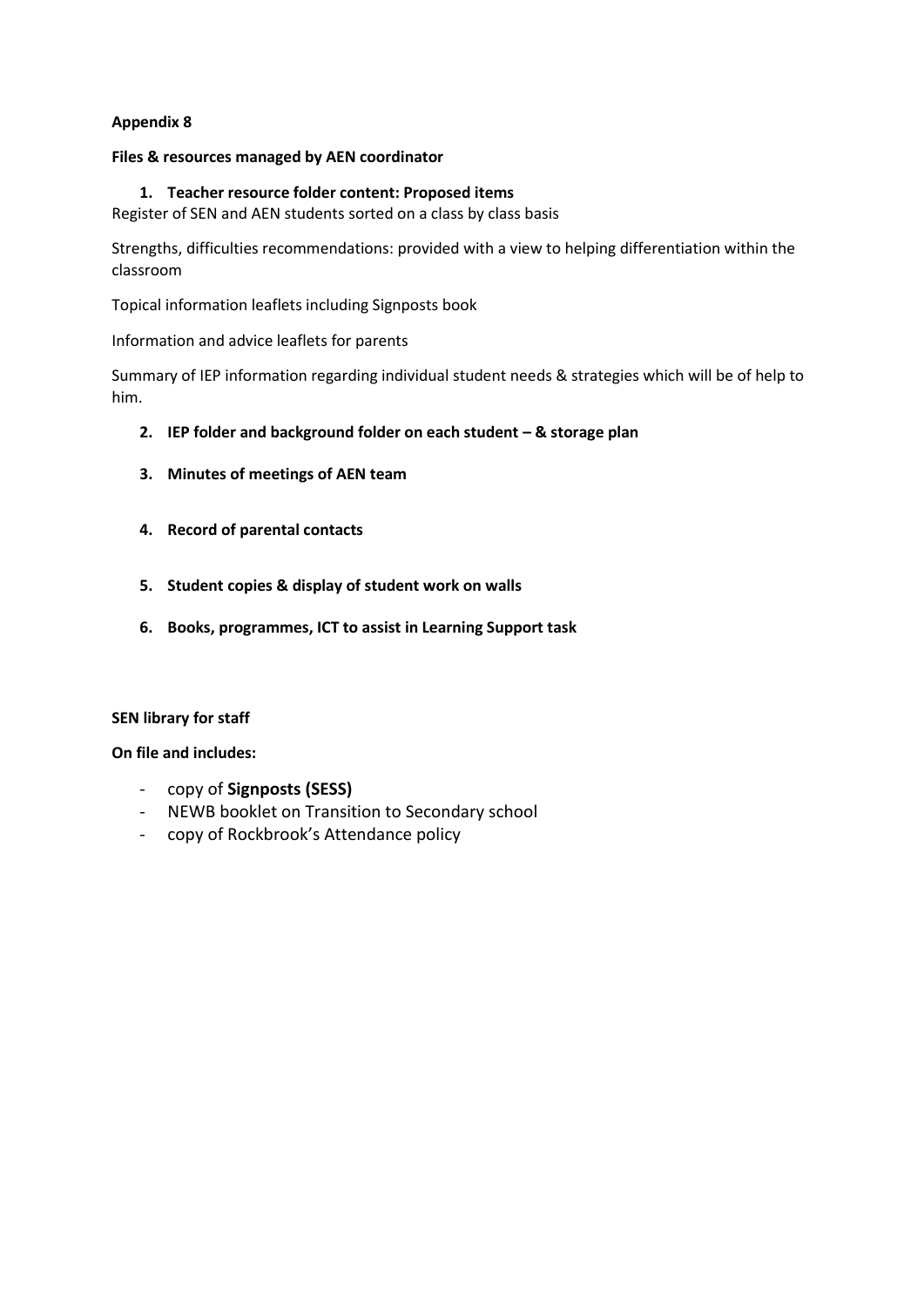**Appendix 8**

**Files & resources managed by AEN coordinator**

1. **Teacher resource folder content: Proposed items**

Register of SEN and AEN students sorted on a class by class basis

Strengths, difficulties recommendations: provided with a view to helping differentiation within the classroom

Topical information leaflets including Signposts book

Information and advice leaflets for parents

Summary of IEP information regarding individual student needs & strategies which will be of help to him.

2. **IEP folder and background folder on each student – & storage plan**

3. **Minutes of meetings of AEN team**

4. **Record of parental contacts**

5. **Student copies & display of student work on walls**

6. **Books, programmes, ICT to assist in Learning Support task**

**SEN library for staff**

**On file and includes:**

- copy of **Signposts (SESS)**
- NEWB booklet on Transition to Secondary school
- copy of Rockbrook's Attendance policy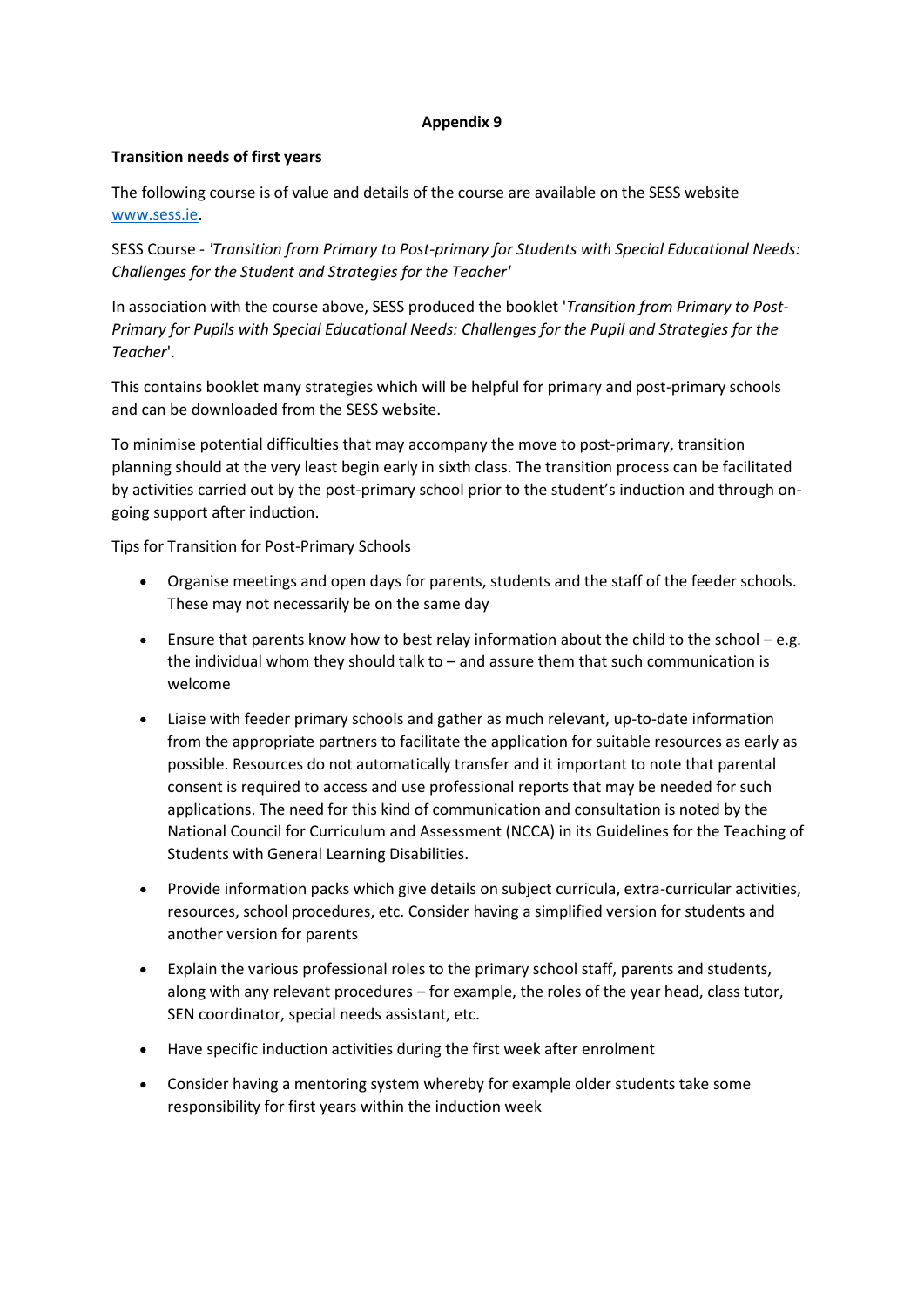**Appendix 9**

**Transition needs of first years**

The following course is of value and details of the course are available on the SESS website [www.sess.ie](www.sess.ie).

SESS Course - *'Transition from Primary to Post-primary for Students with Special Educational Needs: Challenges for the Student and Strategies for the Teacher'*

In association with the course above, SESS produced the booklet '*Transition from Primary to Post-Primary for Pupils with Special Educational Needs: Challenges for the Pupil and Strategies for the Teacher*'.

This contains booklet many strategies which will be helpful for primary and post-primary schools and can be downloaded from the SESS website.

To minimise potential difficulties that may accompany the move to post-primary, transition planning should at the very least begin early in sixth class. The transition process can be facilitated by activities carried out by the post-primary school prior to the student's induction and through on-going support after induction.

Tips for Transition for Post-Primary Schools

- Organise meetings and open days for parents, students and the staff of the feeder schools. These may not necessarily be on the same day
- Ensure that parents know how to best relay information about the child to the school – e.g. the individual whom they should talk to – and assure them that such communication is welcome
- Liaise with feeder primary schools and gather as much relevant, up-to-date information from the appropriate partners to facilitate the application for suitable resources as early as possible. Resources do not automatically transfer and it important to note that parental consent is required to access and use professional reports that may be needed for such applications. The need for this kind of communication and consultation is noted by the National Council for Curriculum and Assessment (NCCA) in its Guidelines for the Teaching of Students with General Learning Disabilities.
- Provide information packs which give details on subject curricula, extra-curricular activities, resources, school procedures, etc. Consider having a simplified version for students and another version for parents
- Explain the various professional roles to the primary school staff, parents and students, along with any relevant procedures – for example, the roles of the year head, class tutor, SEN coordinator, special needs assistant, etc.
- Have specific induction activities during the first week after enrolment
- Consider having a mentoring system whereby for example older students take some responsibility for first years within the induction week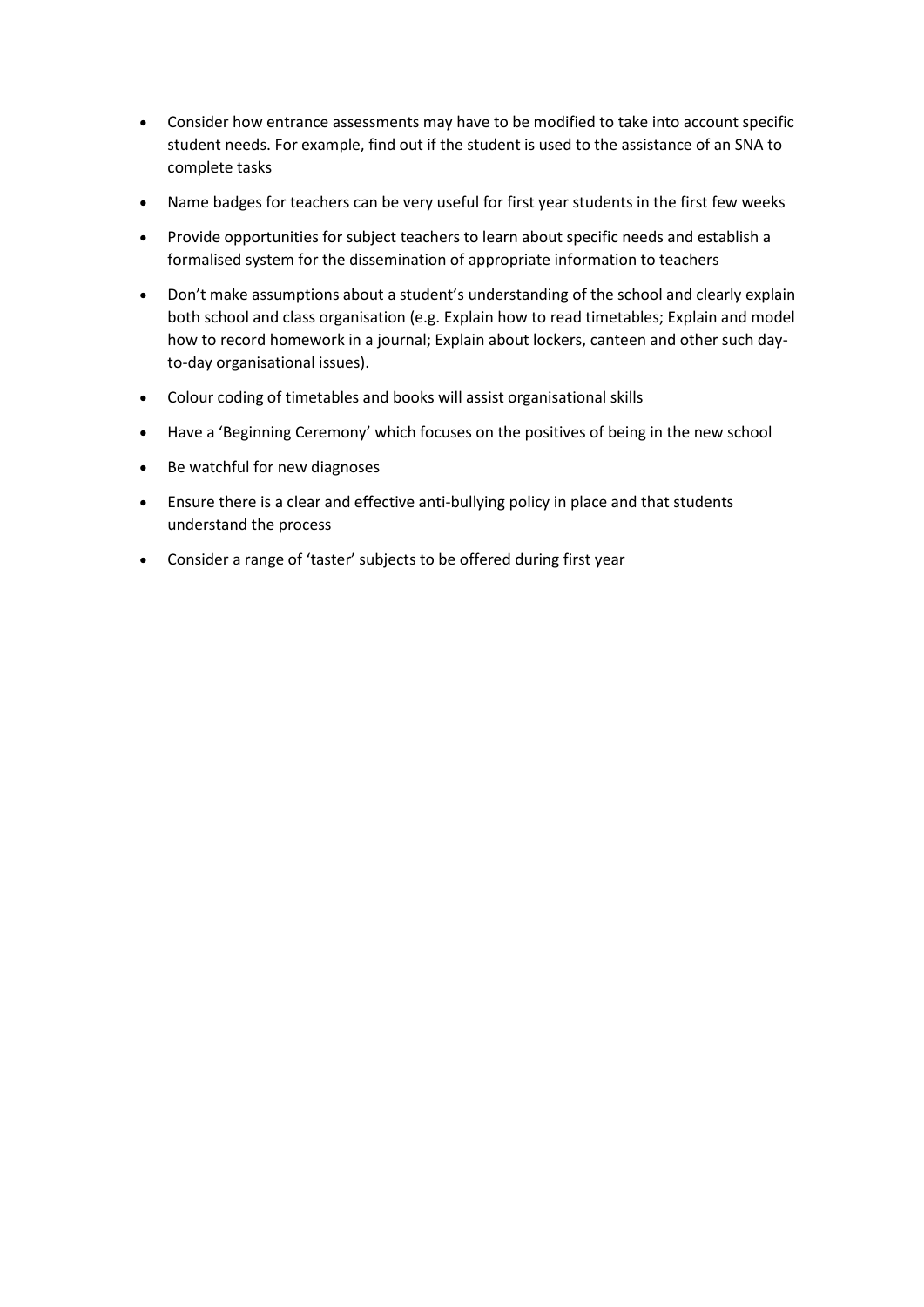- Consider how entrance assessments may have to be modified to take into account specific student needs. For example, find out if the student is used to the assistance of an SNA to complete tasks
- Name badges for teachers can be very useful for first year students in the first few weeks
- Provide opportunities for subject teachers to learn about specific needs and establish a formalised system for the dissemination of appropriate information to teachers
- Don't make assumptions about a student's understanding of the school and clearly explain both school and class organisation (e.g. Explain how to read timetables; Explain and model how to record homework in a journal; Explain about lockers, canteen and other such day-to-day organisational issues).
- Colour coding of timetables and books will assist organisational skills
- Have a 'Beginning Ceremony' which focuses on the positives of being in the new school
- Be watchful for new diagnoses
- Ensure there is a clear and effective anti-bullying policy in place and that students understand the process
- Consider a range of 'taster' subjects to be offered during first year